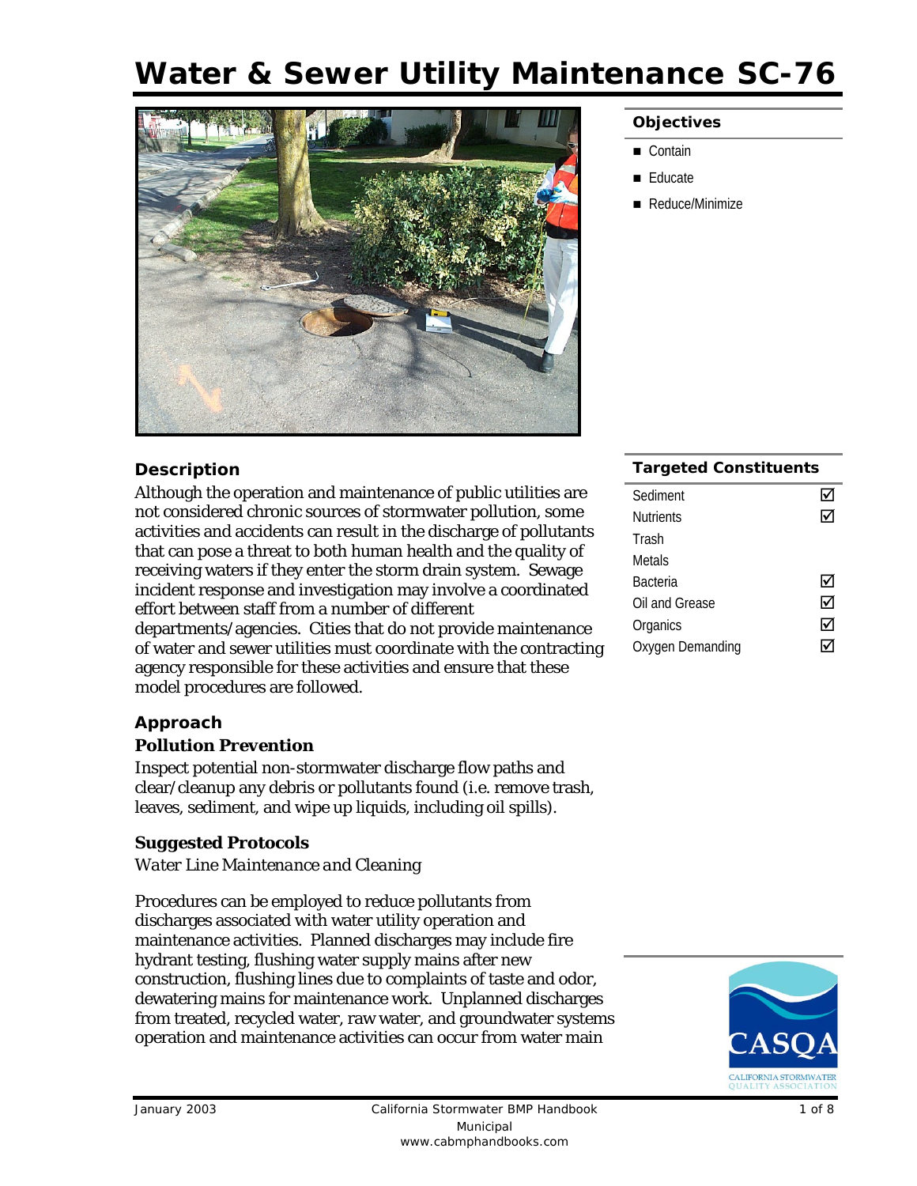# Water & Sewer Utility Maintenance SC-76

## Objectives

- Contain
- Educate
- Reduce/Minimize

## Targeted Constituents

| Constituent | |
|---|---|
| Sediment | ☑ |
| Nutrients | ☑ |
| Trash | |
| Metals | |
| Bacteria | ☑ |
| Oil and Grease | ☑ |
| Organics | ☑ |
| Oxygen Demanding | ☑ |

## Description

Although the operation and maintenance of public utilities are not considered chronic sources of stormwater pollution, some activities and accidents can result in the discharge of pollutants that can pose a threat to both human health and the quality of receiving waters if they enter the storm drain system. Sewage incident response and investigation may involve a coordinated effort between staff from a number of different departments/agencies. Cities that do not provide maintenance of water and sewer utilities must coordinate with the contracting agency responsible for these activities and ensure that these model procedures are followed.

## Approach

### Pollution Prevention

Inspect potential non-stormwater discharge flow paths and clear/cleanup any debris or pollutants found (i.e. remove trash, leaves, sediment, and wipe up liquids, including oil spills).

### Suggested Protocols

*Water Line Maintenance and Cleaning*

Procedures can be employed to reduce pollutants from discharges associated with water utility operation and maintenance activities. Planned discharges may include fire hydrant testing, flushing water supply mains after new construction, flushing lines due to complaints of taste and odor, dewatering mains for maintenance work. Unplanned discharges from treated, recycled water, raw water, and groundwater systems operation and maintenance activities can occur from water main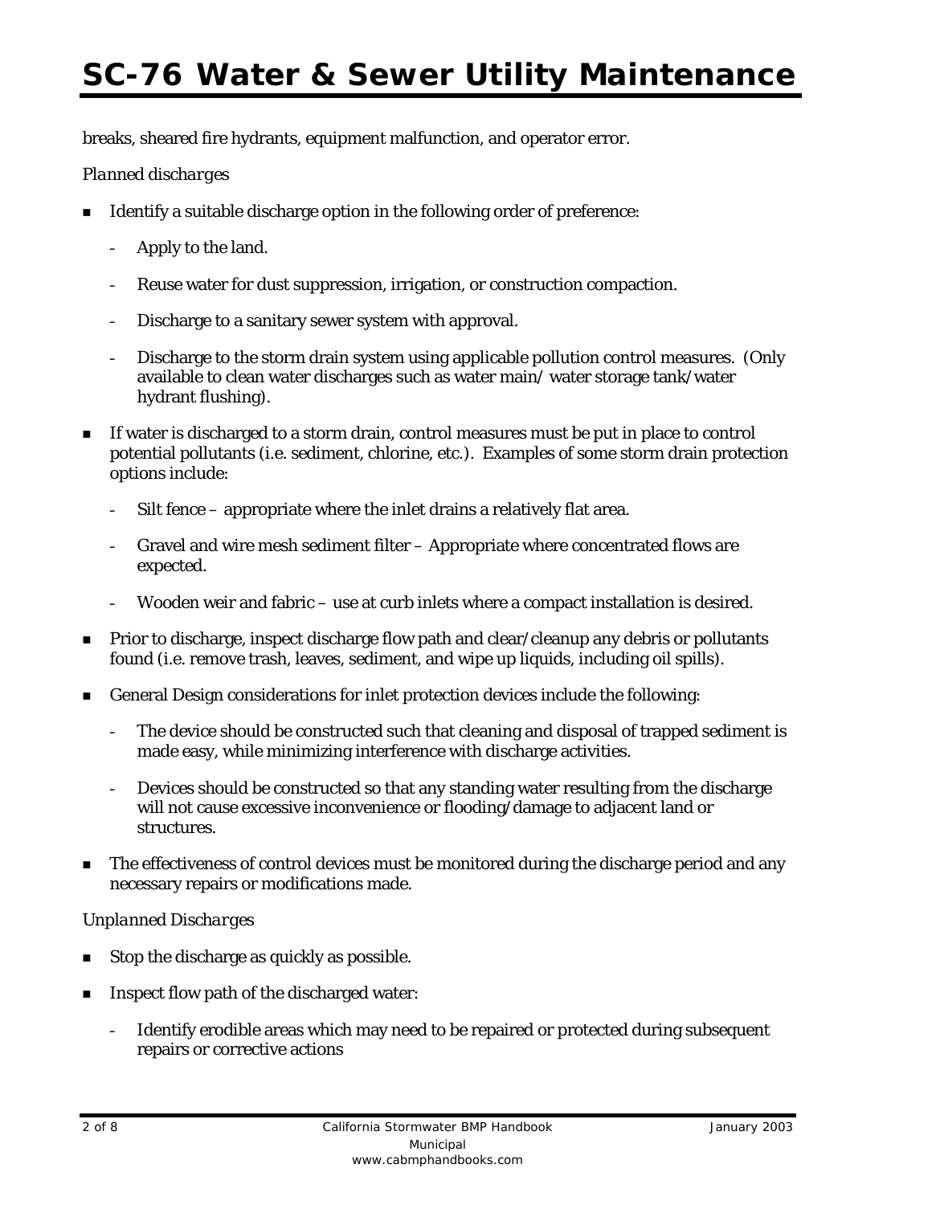breaks, sheared fire hydrants, equipment malfunction, and operator error.

*Planned discharges*

- Identify a suitable discharge option in the following order of preference:
  - Apply to the land.
  - Reuse water for dust suppression, irrigation, or construction compaction.
  - Discharge to a sanitary sewer system with approval.
  - Discharge to the storm drain system using applicable pollution control measures. (Only available to clean water discharges such as water main/ water storage tank/water hydrant flushing).
- If water is discharged to a storm drain, control measures must be put in place to control potential pollutants (i.e. sediment, chlorine, etc.). Examples of some storm drain protection options include:
  - Silt fence – appropriate where the inlet drains a relatively flat area.
  - Gravel and wire mesh sediment filter – Appropriate where concentrated flows are expected.
  - Wooden weir and fabric – use at curb inlets where a compact installation is desired.
- Prior to discharge, inspect discharge flow path and clear/cleanup any debris or pollutants found (i.e. remove trash, leaves, sediment, and wipe up liquids, including oil spills).
- General Design considerations for inlet protection devices include the following:
  - The device should be constructed such that cleaning and disposal of trapped sediment is made easy, while minimizing interference with discharge activities.
  - Devices should be constructed so that any standing water resulting from the discharge will not cause excessive inconvenience or flooding/damage to adjacent land or structures.
- The effectiveness of control devices must be monitored during the discharge period and any necessary repairs or modifications made.

*Unplanned Discharges*

- Stop the discharge as quickly as possible.
- Inspect flow path of the discharged water:
  - Identify erodible areas which may need to be repaired or protected during subsequent repairs or corrective actions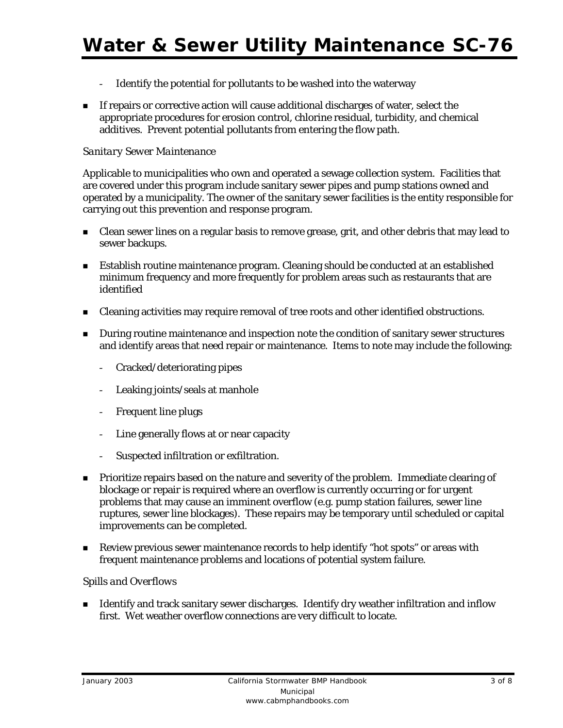- Identify the potential for pollutants to be washed into the waterway

- If repairs or corrective action will cause additional discharges of water, select the appropriate procedures for erosion control, chlorine residual, turbidity, and chemical additives. Prevent potential pollutants from entering the flow path.

*Sanitary Sewer Maintenance*

Applicable to municipalities who own and operated a sewage collection system. Facilities that are covered under this program include sanitary sewer pipes and pump stations owned and operated by a municipality. The owner of the sanitary sewer facilities is the entity responsible for carrying out this prevention and response program.

- Clean sewer lines on a regular basis to remove grease, grit, and other debris that may lead to sewer backups.

- Establish routine maintenance program. Cleaning should be conducted at an established minimum frequency and more frequently for problem areas such as restaurants that are identified

- Cleaning activities may require removal of tree roots and other identified obstructions.

- During routine maintenance and inspection note the condition of sanitary sewer structures and identify areas that need repair or maintenance. Items to note may include the following:
  - Cracked/deteriorating pipes
  - Leaking joints/seals at manhole
  - Frequent line plugs
  - Line generally flows at or near capacity
  - Suspected infiltration or exfiltration.

- Prioritize repairs based on the nature and severity of the problem. Immediate clearing of blockage or repair is required where an overflow is currently occurring or for urgent problems that may cause an imminent overflow (e.g. pump station failures, sewer line ruptures, sewer line blockages). These repairs may be temporary until scheduled or capital improvements can be completed.

- Review previous sewer maintenance records to help identify "hot spots" or areas with frequent maintenance problems and locations of potential system failure.

*Spills and Overflows*

- Identify and track sanitary sewer discharges. Identify dry weather infiltration and inflow first. Wet weather overflow connections are very difficult to locate.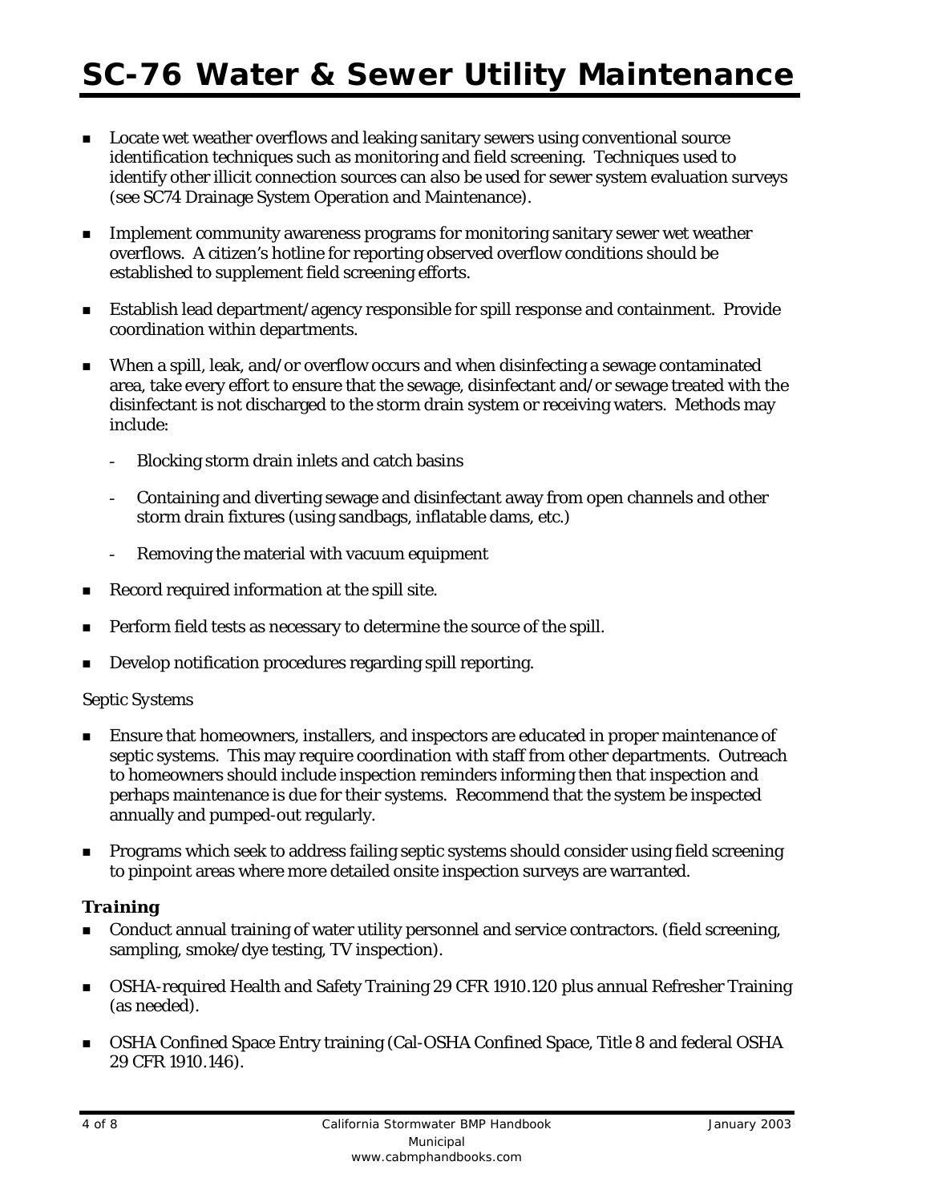# SC-76 Water & Sewer Utility Maintenance

- Locate wet weather overflows and leaking sanitary sewers using conventional source identification techniques such as monitoring and field screening. Techniques used to identify other illicit connection sources can also be used for sewer system evaluation surveys (see SC74 Drainage System Operation and Maintenance).

- Implement community awareness programs for monitoring sanitary sewer wet weather overflows. A citizen's hotline for reporting observed overflow conditions should be established to supplement field screening efforts.

- Establish lead department/agency responsible for spill response and containment. Provide coordination within departments.

- When a spill, leak, and/or overflow occurs and when disinfecting a sewage contaminated area, take every effort to ensure that the sewage, disinfectant and/or sewage treated with the disinfectant is not discharged to the storm drain system or receiving waters. Methods may include:

  - Blocking storm drain inlets and catch basins

  - Containing and diverting sewage and disinfectant away from open channels and other storm drain fixtures (using sandbags, inflatable dams, etc.)

  - Removing the material with vacuum equipment

- Record required information at the spill site.

- Perform field tests as necessary to determine the source of the spill.

- Develop notification procedures regarding spill reporting.

Septic Systems

- Ensure that homeowners, installers, and inspectors are educated in proper maintenance of septic systems. This may require coordination with staff from other departments. Outreach to homeowners should include inspection reminders informing then that inspection and perhaps maintenance is due for their systems. Recommend that the system be inspected annually and pumped-out regularly.

- Programs which seek to address failing septic systems should consider using field screening to pinpoint areas where more detailed onsite inspection surveys are warranted.

### *Training*

- Conduct annual training of water utility personnel and service contractors. (field screening, sampling, smoke/dye testing, TV inspection).

- OSHA-required Health and Safety Training 29 CFR 1910.120 plus annual Refresher Training (as needed).

- OSHA Confined Space Entry training (Cal-OSHA Confined Space, Title 8 and federal OSHA 29 CFR 1910.146).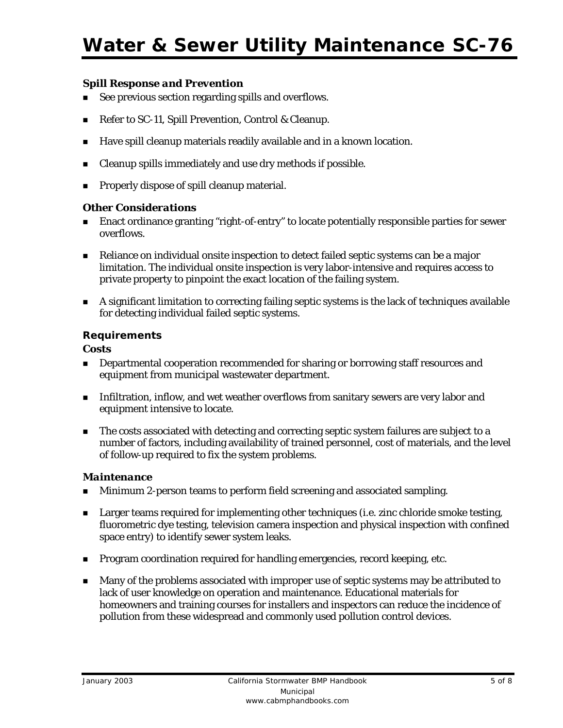### *Spill Response and Prevention*

- See previous section regarding spills and overflows.
- Refer to SC-11, Spill Prevention, Control & Cleanup.
- Have spill cleanup materials readily available and in a known location.
- Cleanup spills immediately and use dry methods if possible.
- Properly dispose of spill cleanup material.

### *Other Considerations*

- Enact ordinance granting "right-of-entry" to locate potentially responsible parties for sewer overflows.
- Reliance on individual onsite inspection to detect failed septic systems can be a major limitation. The individual onsite inspection is very labor-intensive and requires access to private property to pinpoint the exact location of the failing system.
- A significant limitation to correcting failing septic systems is the lack of techniques available for detecting individual failed septic systems.

## Requirements

### *Costs*

- Departmental cooperation recommended for sharing or borrowing staff resources and equipment from municipal wastewater department.
- Infiltration, inflow, and wet weather overflows from sanitary sewers are very labor and equipment intensive to locate.
- The costs associated with detecting and correcting septic system failures are subject to a number of factors, including availability of trained personnel, cost of materials, and the level of follow-up required to fix the system problems.

### *Maintenance*

- Minimum 2-person teams to perform field screening and associated sampling.
- Larger teams required for implementing other techniques (i.e. zinc chloride smoke testing, fluorometric dye testing, television camera inspection and physical inspection with confined space entry) to identify sewer system leaks.
- Program coordination required for handling emergencies, record keeping, etc.
- Many of the problems associated with improper use of septic systems may be attributed to lack of user knowledge on operation and maintenance. Educational materials for homeowners and training courses for installers and inspectors can reduce the incidence of pollution from these widespread and commonly used pollution control devices.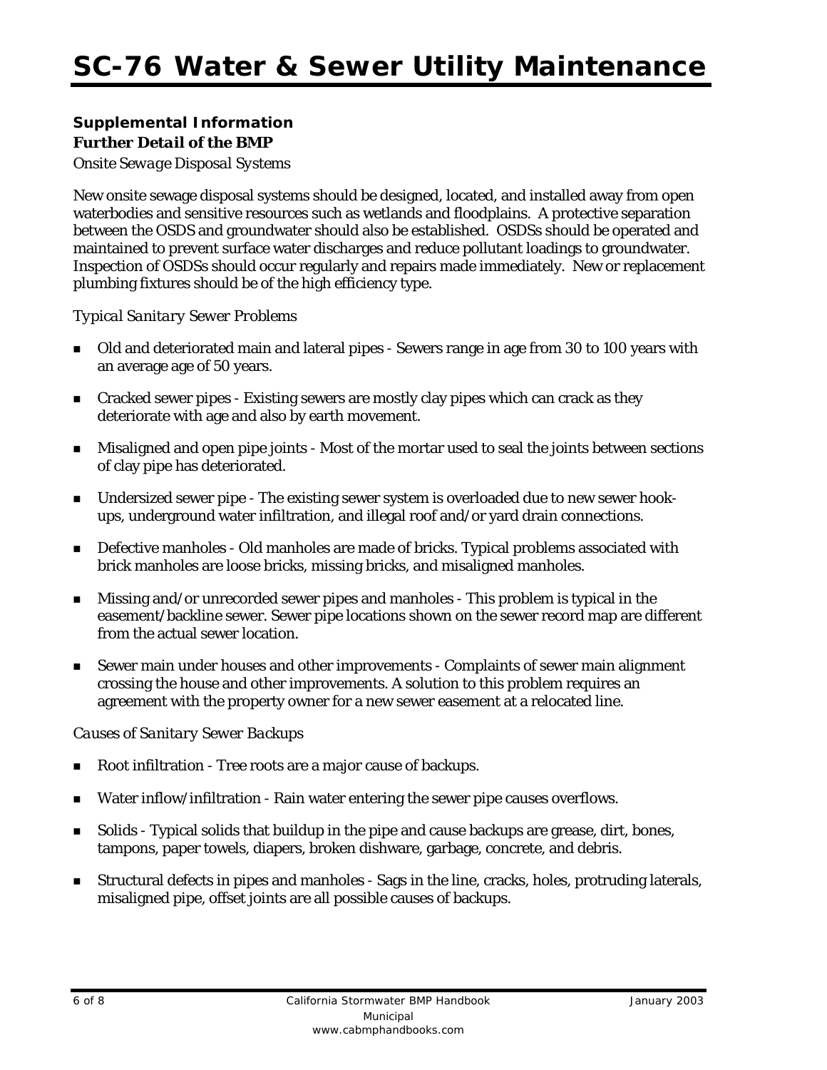# SC-76 Water & Sewer Utility Maintenance

## Supplemental Information

### *Further Detail of the BMP*

*Onsite Sewage Disposal Systems*

New onsite sewage disposal systems should be designed, located, and installed away from open waterbodies and sensitive resources such as wetlands and floodplains. A protective separation between the OSDS and groundwater should also be established. OSDSs should be operated and maintained to prevent surface water discharges and reduce pollutant loadings to groundwater. Inspection of OSDSs should occur regularly and repairs made immediately. New or replacement plumbing fixtures should be of the high efficiency type.

*Typical Sanitary Sewer Problems*

- Old and deteriorated main and lateral pipes - Sewers range in age from 30 to 100 years with an average age of 50 years.
- Cracked sewer pipes - Existing sewers are mostly clay pipes which can crack as they deteriorate with age and also by earth movement.
- Misaligned and open pipe joints - Most of the mortar used to seal the joints between sections of clay pipe has deteriorated.
- Undersized sewer pipe - The existing sewer system is overloaded due to new sewer hook-ups, underground water infiltration, and illegal roof and/or yard drain connections.
- Defective manholes - Old manholes are made of bricks. Typical problems associated with brick manholes are loose bricks, missing bricks, and misaligned manholes.
- Missing and/or unrecorded sewer pipes and manholes - This problem is typical in the easement/backline sewer. Sewer pipe locations shown on the sewer record map are different from the actual sewer location.
- Sewer main under houses and other improvements - Complaints of sewer main alignment crossing the house and other improvements. A solution to this problem requires an agreement with the property owner for a new sewer easement at a relocated line.

*Causes of Sanitary Sewer Backups*

- Root infiltration - Tree roots are a major cause of backups.
- Water inflow/infiltration - Rain water entering the sewer pipe causes overflows.
- Solids - Typical solids that buildup in the pipe and cause backups are grease, dirt, bones, tampons, paper towels, diapers, broken dishware, garbage, concrete, and debris.
- Structural defects in pipes and manholes - Sags in the line, cracks, holes, protruding laterals, misaligned pipe, offset joints are all possible causes of backups.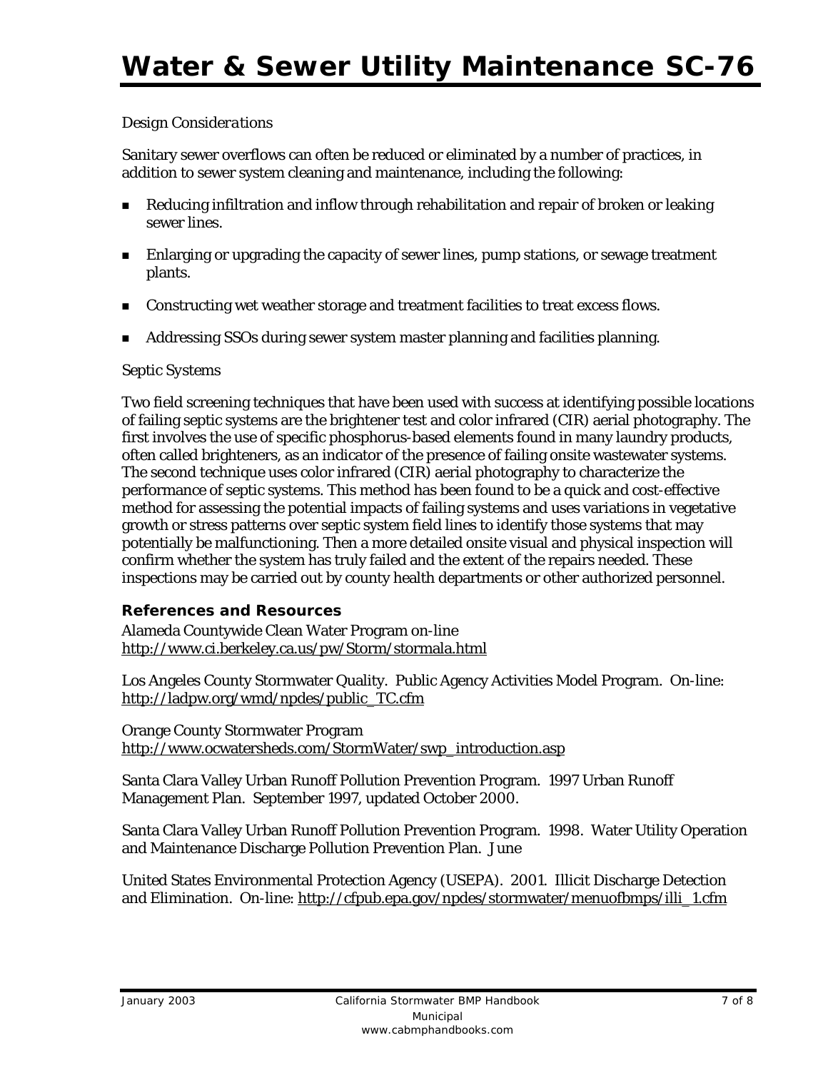*Design Considerations*

Sanitary sewer overflows can often be reduced or eliminated by a number of practices, in addition to sewer system cleaning and maintenance, including the following:

- Reducing infiltration and inflow through rehabilitation and repair of broken or leaking sewer lines.
- Enlarging or upgrading the capacity of sewer lines, pump stations, or sewage treatment plants.
- Constructing wet weather storage and treatment facilities to treat excess flows.
- Addressing SSOs during sewer system master planning and facilities planning.

*Septic Systems*

Two field screening techniques that have been used with success at identifying possible locations of failing septic systems are the brightener test and color infrared (CIR) aerial photography. The first involves the use of specific phosphorus-based elements found in many laundry products, often called brighteners, as an indicator of the presence of failing onsite wastewater systems. The second technique uses color infrared (CIR) aerial photography to characterize the performance of septic systems. This method has been found to be a quick and cost-effective method for assessing the potential impacts of failing systems and uses variations in vegetative growth or stress patterns over septic system field lines to identify those systems that may potentially be malfunctioning. Then a more detailed onsite visual and physical inspection will confirm whether the system has truly failed and the extent of the repairs needed. These inspections may be carried out by county health departments or other authorized personnel.

## References and Resources

Alameda Countywide Clean Water Program on-line
http://www.ci.berkeley.ca.us/pw/Storm/stormala.html

Los Angeles County Stormwater Quality. Public Agency Activities Model Program. On-line: http://ladpw.org/wmd/npdes/public_TC.cfm

Orange County Stormwater Program
http://www.ocwatersheds.com/StormWater/swp_introduction.asp

Santa Clara Valley Urban Runoff Pollution Prevention Program. 1997 Urban Runoff Management Plan. September 1997, updated October 2000.

Santa Clara Valley Urban Runoff Pollution Prevention Program. 1998. Water Utility Operation and Maintenance Discharge Pollution Prevention Plan. June

United States Environmental Protection Agency (USEPA). 2001. Illicit Discharge Detection and Elimination. On-line: http://cfpub.epa.gov/npdes/stormwater/menuofbmps/illi_1.cfm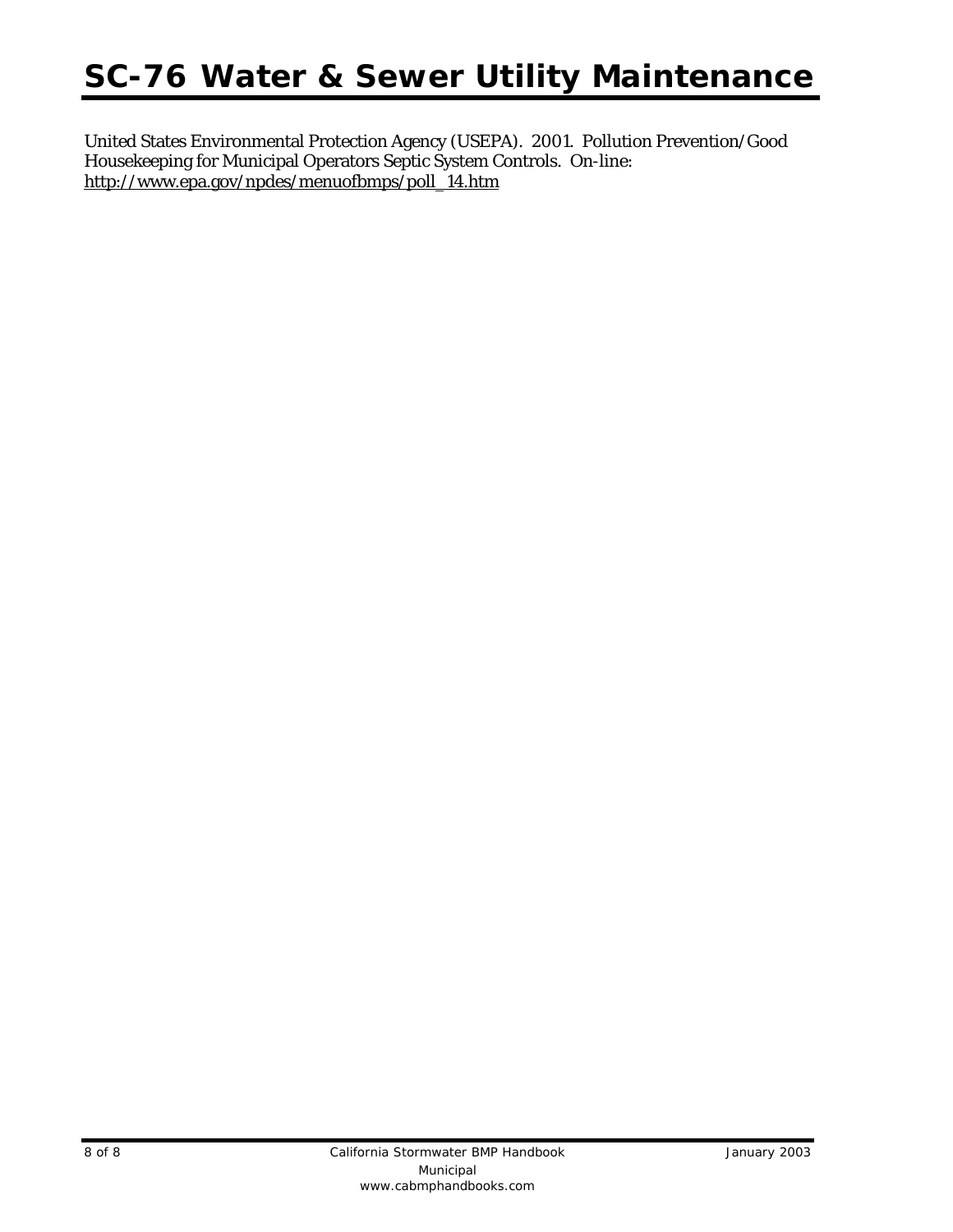United States Environmental Protection Agency (USEPA). 2001. Pollution Prevention/Good Housekeeping for Municipal Operators Septic System Controls. On-line: http://www.epa.gov/npdes/menuofbmps/poll_14.htm